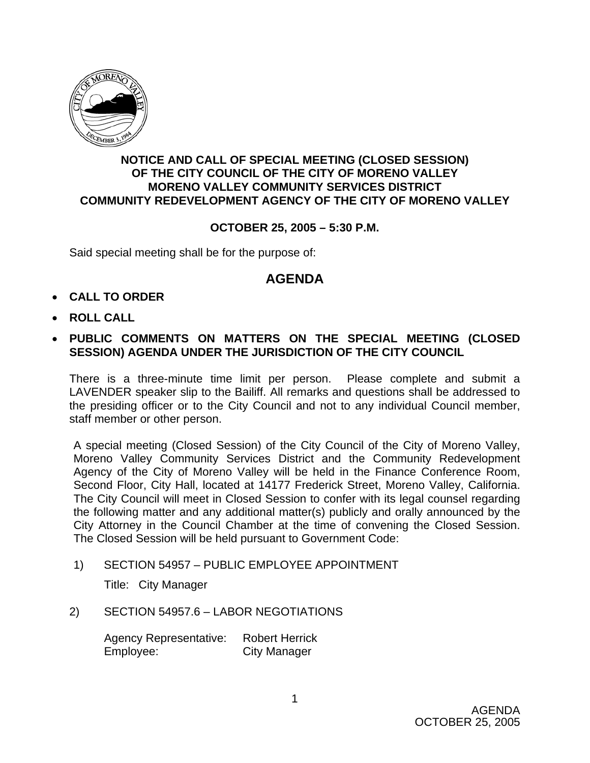**NOTICE AND CALL OF SPECIAL MEETING (CLOSED SESSION)
OF THE CITY COUNCIL OF THE CITY OF MORENO VALLEY
MORENO VALLEY COMMUNITY SERVICES DISTRICT
COMMUNITY REDEVELOPMENT AGENCY OF THE CITY OF MORENO VALLEY**

**OCTOBER 25, 2005 – 5:30 P.M.**

Said special meeting shall be for the purpose of:

## AGENDA

- **CALL TO ORDER**
- **ROLL CALL**
- **PUBLIC COMMENTS ON MATTERS ON THE SPECIAL MEETING (CLOSED SESSION) AGENDA UNDER THE JURISDICTION OF THE CITY COUNCIL**

There is a three-minute time limit per person. Please complete and submit a LAVENDER speaker slip to the Bailiff. All remarks and questions shall be addressed to the presiding officer or to the City Council and not to any individual Council member, staff member or other person.

A special meeting (Closed Session) of the City Council of the City of Moreno Valley, Moreno Valley Community Services District and the Community Redevelopment Agency of the City of Moreno Valley will be held in the Finance Conference Room, Second Floor, City Hall, located at 14177 Frederick Street, Moreno Valley, California. The City Council will meet in Closed Session to confer with its legal counsel regarding the following matter and any additional matter(s) publicly and orally announced by the City Attorney in the Council Chamber at the time of convening the Closed Session. The Closed Session will be held pursuant to Government Code:

1) SECTION 54957 – PUBLIC EMPLOYEE APPOINTMENT

   Title: City Manager

2) SECTION 54957.6 – LABOR NEGOTIATIONS

   Agency Representative: Robert Herrick
   Employee: City Manager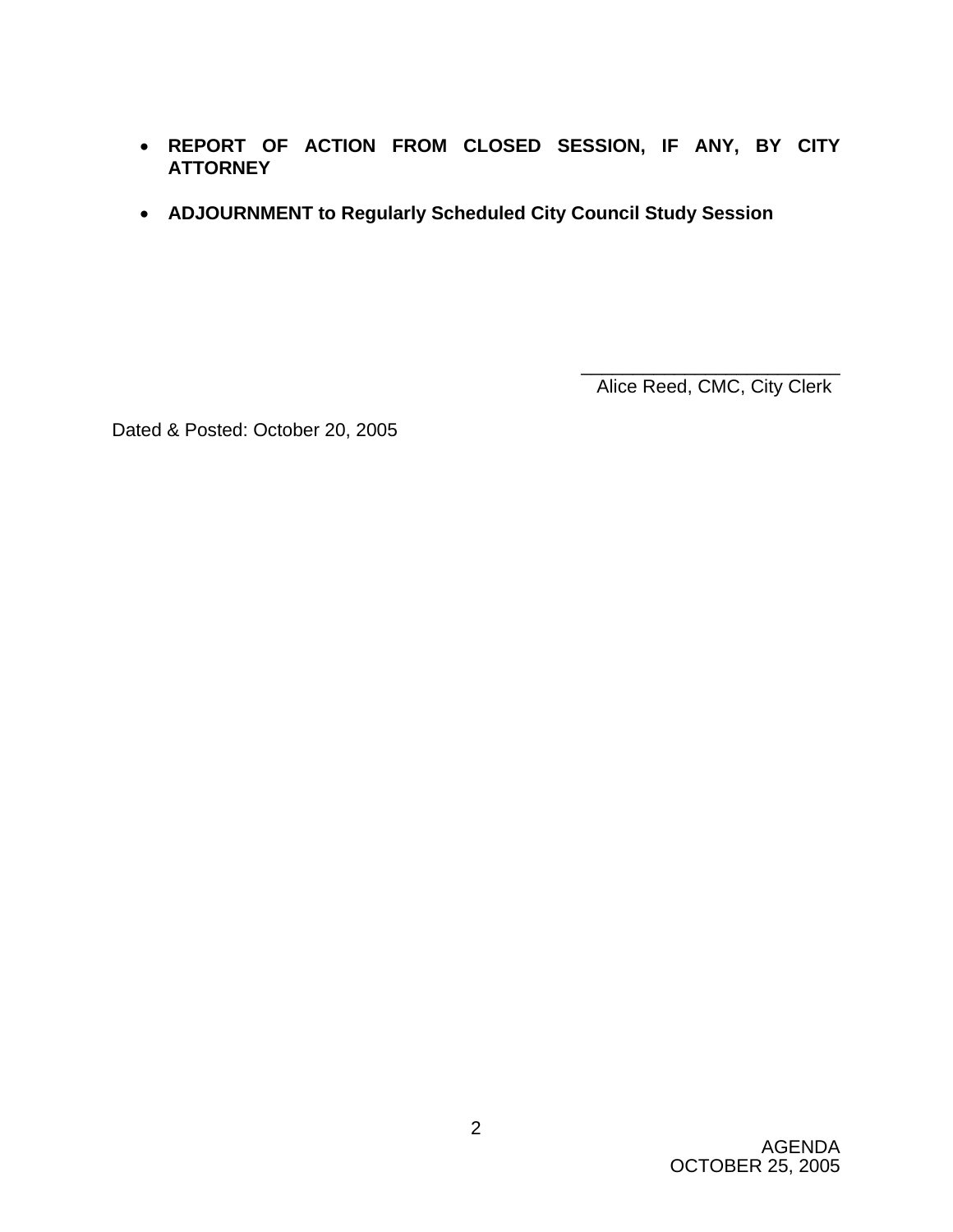- **REPORT OF ACTION FROM CLOSED SESSION, IF ANY, BY CITY ATTORNEY**

- **ADJOURNMENT to Regularly Scheduled City Council Study Session**

\_\_\_\_\_\_\_\_\_\_\_\_\_\_\_\_\_\_\_\_\_\_\_\_\_\_

Alice Reed, CMC, City Clerk

Dated & Posted: October 20, 2005